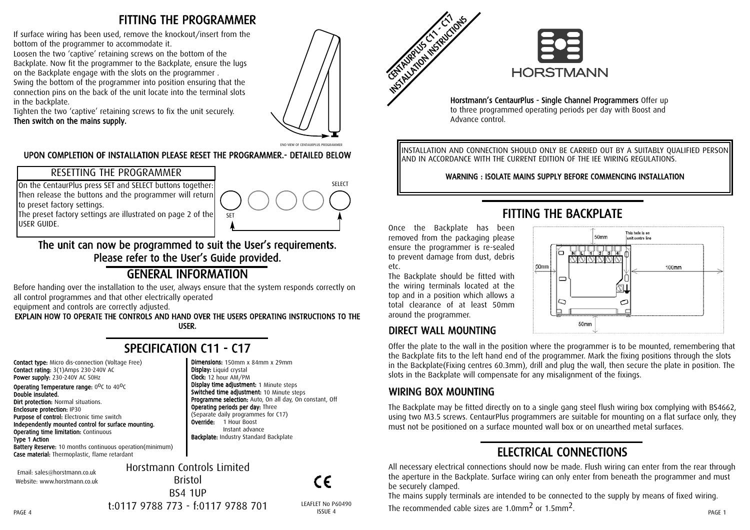# CENTAURPLUS C11 - C17 INSTALLATION INSTRUCTIONS

HORSTMANN

**Horstmann's CentaurPlus - Single Channel Programmers** Offer up to three programmed operating periods per day with Boost and Advance control.

INSTALLATION AND CONNECTION SHOULD ONLY BE CARRIED OUT BY A SUITABLY QUALIFIED PERSON AND IN ACCORDANCE WITH THE CURRENT EDITION OF THE IEE WIRING REGULATIONS.

**WARNING : ISOLATE MAINS SUPPLY BEFORE COMMENCING INSTALLATION**

## FITTING THE BACKPLATE

Once the Backplate has been removed from the packaging please ensure the programmer is re-sealed to prevent damage from dust, debris etc.

The Backplate should be fitted with the wiring terminals located at the top and in a position which allows a total clearance of at least 50mm around the programmer.

50mm | This hole is on unit centre line | 50mm | 100mm | 50mm | N L 1 2 3 4

### DIRECT WALL MOUNTING

Offer the plate to the wall in the position where the programmer is to be mounted, remembering that the Backplate fits to the left hand end of the programmer. Mark the fixing positions through the slots in the Backplate(Fixing centres 60.3mm), drill and plug the wall, then secure the plate in position. The slots in the Backplate will compensate for any misalignment of the fixings.

### WIRING BOX MOUNTING

The Backplate may be fitted directly on to a single gang steel flush wiring box complying with BS4662, using two M3.5 screws. CentaurPlus programmers are suitable for mounting on a flat surface only, they must not be positioned on a surface mounted wall box or on unearthed metal surfaces.

## ELECTRICAL CONNECTIONS

All necessary electrical connections should now be made. Flush wiring can enter from the rear through the aperture in the Backplate. Surface wiring can only enter from beneath the programmer and must be securely clamped.

The mains supply terminals are intended to be connected to the supply by means of fixed wiring.

The recommended cable sizes are 1.0mm$^2$ or 1.5mm$^2$.

## FITTING THE PROGRAMMER

If surface wiring has been used, remove the knockout/insert from the bottom of the programmer to accommodate it.

Loosen the two 'captive' retaining screws on the bottom of the Backplate. Now fit the programmer to the Backplate, ensure the lugs on the Backplate engage with the slots on the programmer .

Swing the bottom of the programmer into position ensuring that the connection pins on the back of the unit locate into the terminal slots in the backplate.

Tighten the two 'captive' retaining screws to fix the unit securely.

**Then switch on the mains supply.**

END VIEW OF CENTAURPLUS PROGRAMMER

**UPON COMPLETION OF INSTALLATION PLEASE RESET THE PROGRAMMER.- DETAILED BELOW**

### RESETTING THE PROGRAMMER

On the CentaurPlus press SET and SELECT buttons together: Then release the buttons and the programmer will return to preset factory settings.

The preset factory settings are illustrated on page 2 of the USER GUIDE.

SET | SELECT

**The unit can now be programmed to suit the User's requirements. Please refer to the User's Guide provided.**

## GENERAL INFORMATION

Before handing over the installation to the user, always ensure that the system responds correctly on all control programmes and that other electrically operated equipment and controls are correctly adjusted.

**EXPLAIN HOW TO OPERATE THE CONTROLS AND HAND OVER THE USERS OPERATING INSTRUCTIONS TO THE USER.**

## SPECIFICATION C11 - C17

**Contact type:** Micro dis-connection (Voltage Free)
**Contact rating:** 3(1)Amps 230-240V AC
**Power supply:** 230-240V AC 50Hz
**Operating Temperature range:** 0$^o$C to 40$^o$C
**Double insulated.**
**Dirt protection:** Normal situations.
**Enclosure protection:** IP30
**Purpose of control:** Electronic time switch
**Independently mounted control for surface mounting.**
**Operating time limitation:** Continuous
**Type 1 Action**
**Battery Reserve:** 10 months continuous operation(minimum)
**Case material:** Thermoplastic, flame retardant

**Dimensions:** 150mm x 84mm x 29mm
**Display:** Liquid crystal
**Clock:** 12 hour AM/PM
**Display time adjustment:** 1 Minute steps
**Switched time adjustment:** 10 Minute steps
**Programme selection:** Auto, On all day, On constant, Off
**Operating periods per day:** Three
(Separate daily programmes for C17)
**Override:** 1 Hour Boost
Instant advance
**Backplate:** Industry Standard Backplate

Email: sales@horstmann.co.uk
Website: www.horstmann.co.uk

Horstmann Controls Limited
Bristol
BS4 1UP
t:0117 9788 773 - f:0117 9788 701

CE

LEAFLET No P60490
ISSUE 4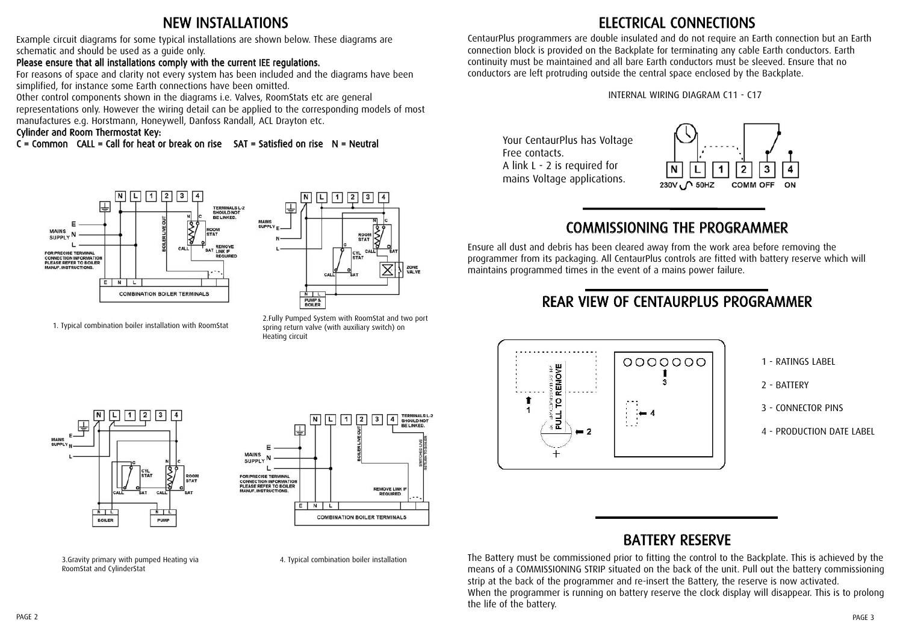# NEW INSTALLATIONS

Example circuit diagrams for some typical installations are shown below. These diagrams are schematic and should be used as a guide only.

**Please ensure that all installations comply with the current IEE regulations.**

For reasons of space and clarity not every system has been included and the diagrams have been simplified, for instance some Earth connections have been omitted.

Other control components shown in the diagrams i.e. Valves, RoomStats etc are general representations only. However the wiring detail can be applied to the corresponding models of most manufactures e.g. Horstmann, Honeywell, Danfoss Randall, ACL Drayton etc.

**Cylinder and Room Thermostat Key:**

**C = Common CALL = Call for heat or break on rise SAT = Satisfied on rise N = Neutral**

N L 1 2 3 4
TERMINALS L-2 SHOULD NOT BE LINKED.
E
MAINS SUPPLY N
L
BOILER LIVE OUT
ROOM STAT
CALL SAT
REMOVE LINK IF REQUIRED
FOR PRECISE TERMINAL CONNECTION INFORMATION PLEASE REFER TO BOILER MANUF. INSTRUCTIONS.
E N L
COMBINATION BOILER TERMINALS

1. Typical combination boiler installation with RoomStat

N L 1 2 3 4
MAINS SUPPLY E
N
L
ROOM STAT
CYL STAT
CALL SAT
ZONE VALVE
N L
PUMP & BOILER

2.Fully Pumped System with RoomStat and two port spring return valve (with auxiliary switch) on Heating circuit

N L 1 2 3 4
E
MAINS SUPPLY N
L
CYL STAT
ROOM STAT
CALL SAT CALL SAT
N L N L
BOILER PUMP

3.Gravity primary with pumped Heating via RoomStat and CylinderStat

N L 1 2 3 4
TERMINALS L-2 SHOULD NOT BE LINKED.
E
MAINS SUPPLY N
L
BOILER LIVE OUT
SWITCHED LIVE RETURN TO BOILER
FOR PRECISE TERMINAL CONNECTION INFORMATION PLEASE REFER TO BOILER MANUF. INSTRUCTIONS.
REMOVE LINK IF REQUIRED
E N L
COMBINATION BOILER TERMINALS

4. Typical combination boiler installation

# ELECTRICAL CONNECTIONS

CentaurPlus programmers are double insulated and do not require an Earth connection but an Earth connection block is provided on the Backplate for terminating any cable Earth conductors. Earth continuity must be maintained and all bare Earth conductors must be sleeved. Ensure that no conductors are left protruding outside the central space enclosed by the Backplate.

INTERNAL WIRING DIAGRAM C11 - C17

Your CentaurPlus has Voltage Free contacts.
A link L - 2 is required for mains Voltage applications.

N L 1 2 3 4
230V 50HZ COMM OFF ON

# COMMISSIONING THE PROGRAMMER

Ensure all dust and debris has been cleared away from the work area before removing the programmer from its packaging. All CentaurPlus controls are fitted with battery reserve which will maintains programmed times in the event of a mains power failure.

# REAR VIEW OF CENTAURPLUS PROGRAMMER

PULL TO REMOVE
1
2
3
4

1 - RATINGS LABEL

2 - BATTERY

3 - CONNECTOR PINS

4 - PRODUCTION DATE LABEL

# BATTERY RESERVE

The Battery must be commissioned prior to fitting the control to the Backplate. This is achieved by the means of a COMMISSIONING STRIP situated on the back of the unit. Pull out the battery commissioning strip at the back of the programmer and re-insert the Battery, the reserve is now activated.

When the programmer is running on battery reserve the clock display will disappear. This is to prolong the life of the battery.